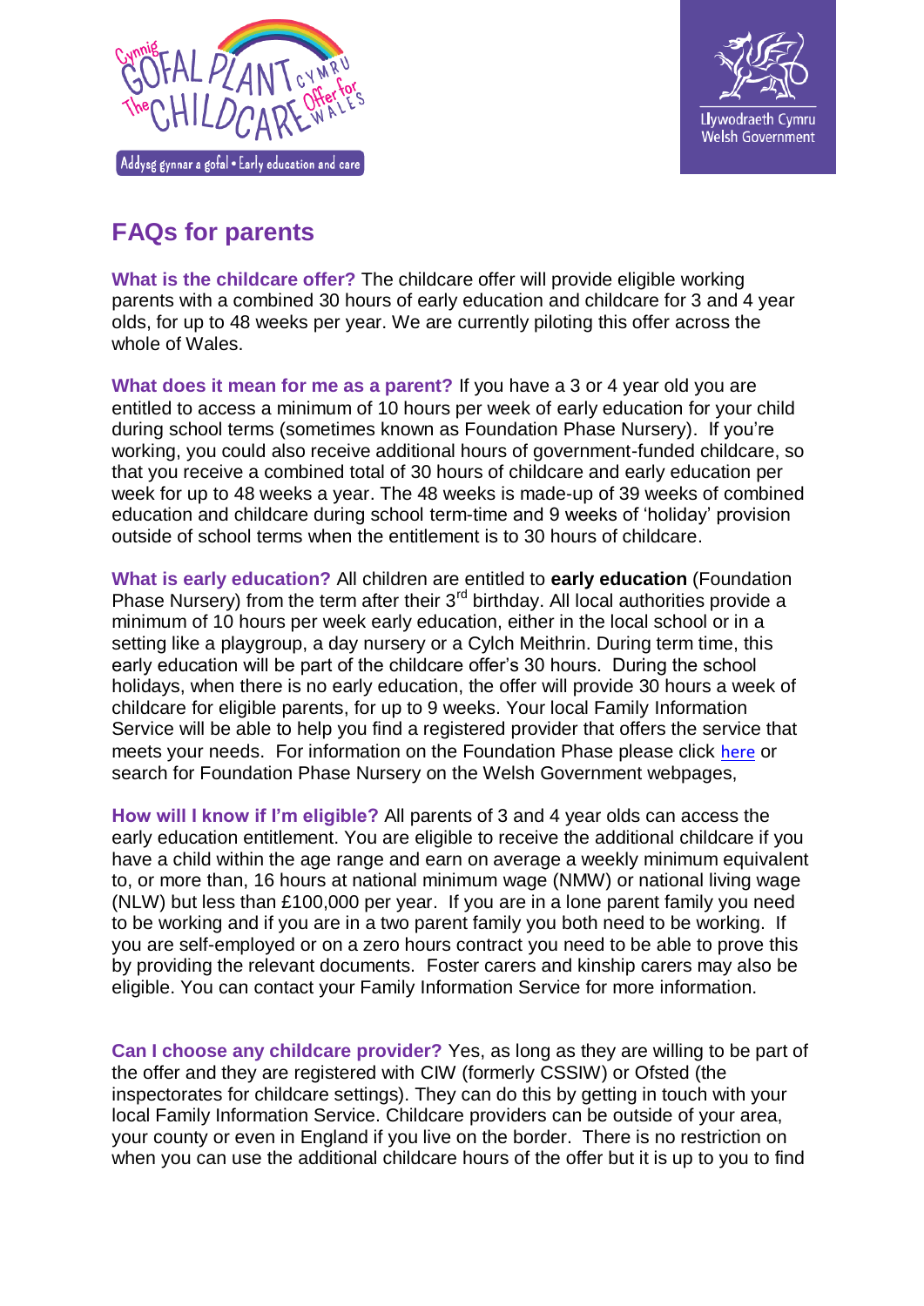# FAQs for parents

**What is the childcare offer?** The childcare offer will provide eligible working parents with a combined 30 hours of early education and childcare for 3 and 4 year olds, for up to 48 weeks per year. We are currently piloting this offer across the whole of Wales.

**What does it mean for me as a parent?** If you have a 3 or 4 year old you are entitled to access a minimum of 10 hours per week of early education for your child during school terms (sometimes known as Foundation Phase Nursery). If you're working, you could also receive additional hours of government-funded childcare, so that you receive a combined total of 30 hours of childcare and early education per week for up to 48 weeks a year. The 48 weeks is made-up of 39 weeks of combined education and childcare during school term-time and 9 weeks of 'holiday' provision outside of school terms when the entitlement is to 30 hours of childcare.

**What is early education?** All children are entitled to **early education** (Foundation Phase Nursery) from the term after their 3rd birthday. All local authorities provide a minimum of 10 hours per week early education, either in the local school or in a setting like a playgroup, a day nursery or a Cylch Meithrin. During term time, this early education will be part of the childcare offer's 30 hours. During the school holidays, when there is no early education, the offer will provide 30 hours a week of childcare for eligible parents, for up to 9 weeks. Your local Family Information Service will be able to help you find a registered provider that offers the service that meets your needs. For information on the Foundation Phase please click here or search for Foundation Phase Nursery on the Welsh Government webpages,

**How will I know if I'm eligible?** All parents of 3 and 4 year olds can access the early education entitlement. You are eligible to receive the additional childcare if you have a child within the age range and earn on average a weekly minimum equivalent to, or more than, 16 hours at national minimum wage (NMW) or national living wage (NLW) but less than £100,000 per year. If you are in a lone parent family you need to be working and if you are in a two parent family you both need to be working. If you are self-employed or on a zero hours contract you need to be able to prove this by providing the relevant documents. Foster carers and kinship carers may also be eligible. You can contact your Family Information Service for more information.

**Can I choose any childcare provider?** Yes, as long as they are willing to be part of the offer and they are registered with CIW (formerly CSSIW) or Ofsted (the inspectorates for childcare settings). They can do this by getting in touch with your local Family Information Service. Childcare providers can be outside of your area, your county or even in England if you live on the border. There is no restriction on when you can use the additional childcare hours of the offer but it is up to you to find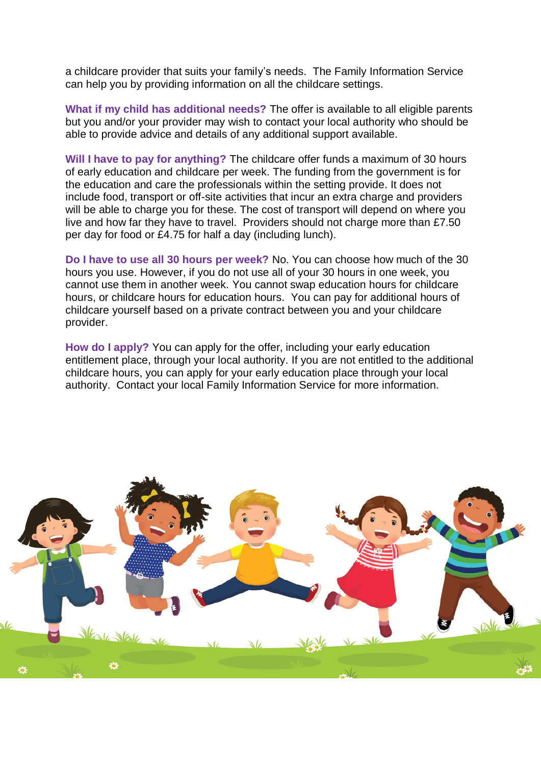a childcare provider that suits your family's needs. The Family Information Service can help you by providing information on all the childcare settings.

**What if my child has additional needs?** The offer is available to all eligible parents but you and/or your provider may wish to contact your local authority who should be able to provide advice and details of any additional support available.

**Will I have to pay for anything?** The childcare offer funds a maximum of 30 hours of early education and childcare per week. The funding from the government is for the education and care the professionals within the setting provide. It does not include food, transport or off-site activities that incur an extra charge and providers will be able to charge you for these. The cost of transport will depend on where you live and how far they have to travel. Providers should not charge more than £7.50 per day for food or £4.75 for half a day (including lunch).

**Do I have to use all 30 hours per week?** No. You can choose how much of the 30 hours you use. However, if you do not use all of your 30 hours in one week, you cannot use them in another week. You cannot swap education hours for childcare hours, or childcare hours for education hours. You can pay for additional hours of childcare yourself based on a private contract between you and your childcare provider.

**How do I apply?** You can apply for the offer, including your early education entitlement place, through your local authority. If you are not entitled to the additional childcare hours, you can apply for your early education place through your local authority. Contact your local Family Information Service for more information.